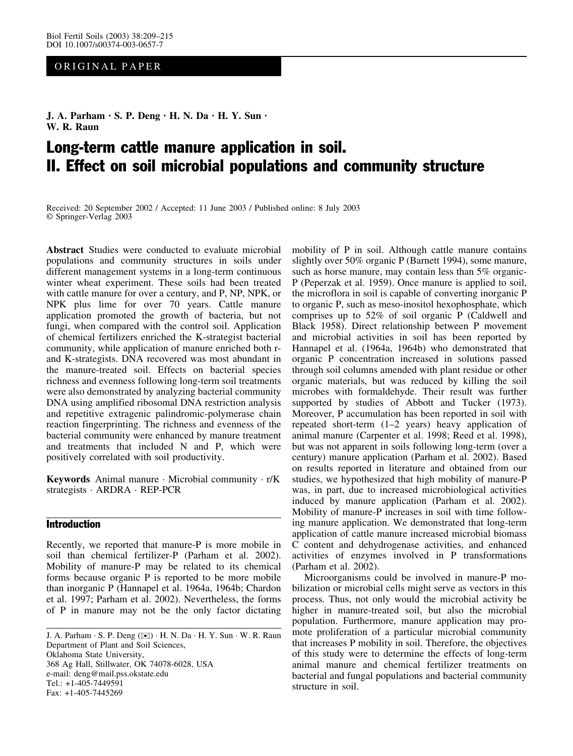ORIGINAL PAPER

**J. A. Parham · S. P. Deng · H. N. Da · H. Y. Sun · W. R. Raun**

# Long-term cattle manure application in soil. II. Effect on soil microbial populations and community structure

Received: 20 September 2002 / Accepted: 11 June 2003 / Published online: 8 July 2003
© Springer-Verlag 2003

**Abstract** Studies were conducted to evaluate microbial populations and community structures in soils under different management systems in a long-term continuous winter wheat experiment. These soils had been treated with cattle manure for over a century, and P, NP, NPK, or NPK plus lime for over 70 years. Cattle manure application promoted the growth of bacteria, but not fungi, when compared with the control soil. Application of chemical fertilizers enriched the K-strategist bacterial community, while application of manure enriched both r- and K-strategists. DNA recovered was most abundant in the manure-treated soil. Effects on bacterial species richness and evenness following long-term soil treatments were also demonstrated by analyzing bacterial community DNA using amplified ribosomal DNA restriction analysis and repetitive extragenic palindromic-polymerase chain reaction fingerprinting. The richness and evenness of the bacterial community were enhanced by manure treatment and treatments that included N and P, which were positively correlated with soil productivity.

**Keywords** Animal manure · Microbial community · r/K strategists · ARDRA · REP-PCR

## Introduction

Recently, we reported that manure-P is more mobile in soil than chemical fertilizer-P (Parham et al. 2002). Mobility of manure-P may be related to its chemical forms because organic P is reported to be more mobile than inorganic P (Hannapel et al. 1964a, 1964b; Chardon et al. 1997; Parham et al. 2002). Nevertheless, the forms of P in manure may not be the only factor dictating mobility of P in soil. Although cattle manure contains slightly over 50% organic P (Barnett 1994), some manure, such as horse manure, may contain less than 5% organic-P (Peperzak et al. 1959). Once manure is applied to soil, the microflora in soil is capable of converting inorganic P to organic P, such as meso-inositol hexophosphate, which comprises up to 52% of soil organic P (Caldwell and Black 1958). Direct relationship between P movement and microbial activities in soil has been reported by Hannapel et al. (1964a, 1964b) who demonstrated that organic P concentration increased in solutions passed through soil columns amended with plant residue or other organic materials, but was reduced by killing the soil microbes with formaldehyde. Their result was further supported by studies of Abbott and Tucker (1973). Moreover, P accumulation has been reported in soil with repeated short-term (1–2 years) heavy application of animal manure (Carpenter et al. 1998; Reed et al. 1998), but was not apparent in soils following long-term (over a century) manure application (Parham et al. 2002). Based on results reported in literature and obtained from our studies, we hypothesized that high mobility of manure-P was, in part, due to increased microbiological activities induced by manure application (Parham et al. 2002). Mobility of manure-P increases in soil with time following manure application. We demonstrated that long-term application of cattle manure increased microbial biomass C content and dehydrogenase activities, and enhanced activities of enzymes involved in P transformations (Parham et al. 2002).

Microorganisms could be involved in manure-P mobilization or microbial cells might serve as vectors in this process. Thus, not only would the microbial activity be higher in manure-treated soil, but also the microbial population. Furthermore, manure application may promote proliferation of a particular microbial community that increases P mobility in soil. Therefore, the objectives of this study were to determine the effects of long-term animal manure and chemical fertilizer treatments on bacterial and fungal populations and bacterial community structure in soil.

J. A. Parham · S. P. Deng (✉) · H. N. Da · H. Y. Sun · W. R. Raun
Department of Plant and Soil Sciences,
Oklahoma State University,
368 Ag Hall, Stillwater, OK 74078-6028, USA
e-mail: deng@mail.pss.okstate.edu
Tel.: +1-405-7449591
Fax: +1-405-7445269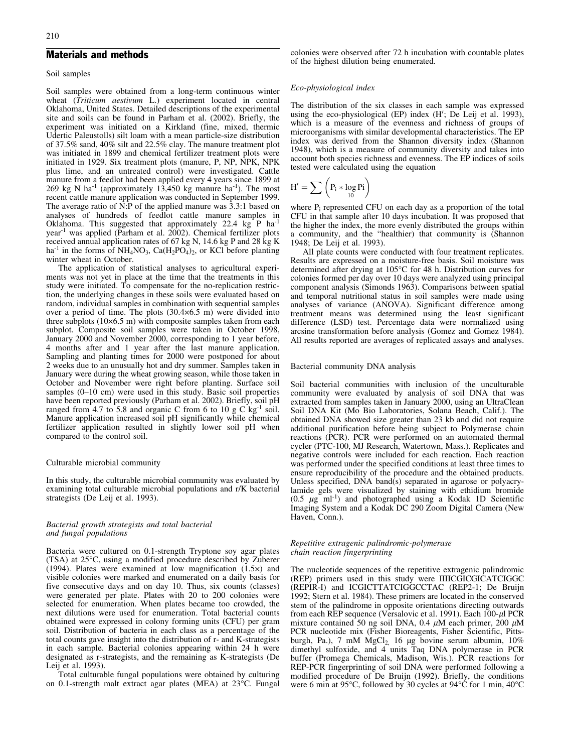## Materials and methods

### Soil samples

Soil samples were obtained from a long-term continuous winter wheat (*Triticum aestivum* L.) experiment located in central Oklahoma, United States. Detailed descriptions of the experimental site and soils can be found in Parham et al. (2002). Briefly, the experiment was initiated on a Kirkland (fine, mixed, thermic Udertic Paleustolls) silt loam with a mean particle-size distribution of 37.5% sand, 40% silt and 22.5% clay. The manure treatment plot was initiated in 1899 and chemical fertilizer treatment plots were initiated in 1929. Six treatment plots (manure, P, NP, NPK, NPK plus lime, and an untreated control) were investigated. Cattle manure from a feedlot had been applied every 4 years since 1899 at 269 kg N $ha^{-1}$ (approximately 13,450 kg manure $ha^{-1}$). The most recent cattle manure application was conducted in September 1999. The average ratio of N:P of the applied manure was 3.3:1 based on analyses of hundreds of feedlot cattle manure samples in Oklahoma. This suggested that approximately 22.4 kg P $ha^{-1}$ $year^{-1}$ was applied (Parham et al. 2002). Chemical fertilizer plots received annual application rates of 67 kg N, 14.6 kg P and 28 kg K $ha^{-1}$ in the forms of $NH_4NO_3$, $Ca(H_2PO_4)_2$, or KCl before planting winter wheat in October.

The application of statistical analyses to agricultural experiments was not yet in place at the time that the treatments in this study were initiated. To compensate for the no-replication restriction, the underlying changes in these soils were evaluated based on random, individual samples in combination with sequential samples over a period of time. The plots (30.4×6.5 m) were divided into three subplots (10×6.5 m) with composite samples taken from each subplot. Composite soil samples were taken in October 1998, January 2000 and November 2000, corresponding to 1 year before, 4 months after and 1 year after the last manure application. Sampling and planting times for 2000 were postponed for about 2 weeks due to an unusually hot and dry summer. Samples taken in January were during the wheat growing season, while those taken in October and November were right before planting. Surface soil samples (0–10 cm) were used in this study. Basic soil properties have been reported previously (Parham et al. 2002). Briefly, soil pH ranged from 4.7 to 5.8 and organic C from 6 to 10 g C $kg^{-1}$ soil. Manure application increased soil pH significantly while chemical fertilizer application resulted in slightly lower soil pH when compared to the control soil.

### Culturable microbial community

In this study, the culturable microbial community was evaluated by examining total culturable microbial populations and r/K bacterial strategists (De Leij et al. 1993).

#### *Bacterial growth strategists and total bacterial and fungal populations*

Bacteria were cultured on 0.1-strength Tryptone soy agar plates (TSA) at 25°C, using a modified procedure described by Zuberer (1994). Plates were examined at low magnification (1.5×) and visible colonies were marked and enumerated on a daily basis for five consecutive days and on day 10. Thus, six counts (classes) were generated per plate. Plates with 20 to 200 colonies were selected for enumeration. When plates became too crowded, the next dilutions were used for enumeration. Total bacterial counts obtained were expressed in colony forming units (CFU) per gram soil. Distribution of bacteria in each class as a percentage of the total counts gave insight into the distribution of r- and K-strategists in each sample. Bacterial colonies appearing within 24 h were designated as r-strategists, and the remaining as K-strategists (De Leij et al. 1993).

Total culturable fungal populations were obtained by culturing on 0.1-strength malt extract agar plates (MEA) at 23°C. Fungal colonies were observed after 72 h incubation with countable plates of the highest dilution being enumerated.

#### *Eco-physiological index*

The distribution of the six classes in each sample was expressed using the eco-physiological (EP) index (H′; De Leij et al. 1993), which is a measure of the evenness and richness of groups of microorganisms with similar developmental characteristics. The EP index was derived from the Shannon diversity index (Shannon 1948), which is a measure of community diversity and takes into account both species richness and evenness. The EP indices of soils tested were calculated using the equation

$$H' = \sum \left( P_i * \log_{10} P_i \right)$$

where $P_i$ represented CFU on each day as a proportion of the total CFU in that sample after 10 days incubation. It was proposed that the higher the index, the more evenly distributed the groups within a community, and the "healthier) that community is (Shannon 1948; De Leij et al. 1993).

All plate counts were conducted with four treatment replicates. Results are expressed on a moisture-free basis. Soil moisture was determined after drying at 105°C for 48 h. Distribution curves for colonies formed per day over 10 days were analyzed using principal component analysis (Simonds 1963). Comparisons between spatial and temporal nutritional status in soil samples were made using analyses of variance (ANOVA). Significant difference among treatment means was determined using the least significant difference (LSD) test. Percentage data were normalized using arcsine transformation before analysis (Gomez and Gomez 1984). All results reported are averages of replicated assays and analyses.

### Bacterial community DNA analysis

Soil bacterial communities with inclusion of the unculturable community were evaluated by analysis of soil DNA that was extracted from samples taken in January 2000, using an UltraClean Soil DNA Kit (Mo Bio Laboratories, Solana Beach, Calif.). The obtained DNA showed size greater than 23 kb and did not require additional purification before being subject to Polymerase chain reactions (PCR). PCR were performed on an automated thermal cycler (PTC-100, MJ Research, Watertown, Mass.). Replicates and negative controls were included for each reaction. Each reaction was performed under the specified conditions at least three times to ensure reproducibility of the procedure and the obtained products. Unless specified, DNA band(s) separated in agarose or polyacrylamide gels were visualized by staining with ethidium bromide (0.5 $\mu$g $ml^{-1}$) and photographed using a Kodak 1D Scientific Imaging System and a Kodak DC 290 Zoom Digital Camera (New Haven, Conn.).

#### *Repetitive extragenic palindromic-polymerase chain reaction fingerprinting*

The nucleotide sequences of the repetitive extragenic palindromic (REP) primers used in this study were IIIICGICGICATCIGGC (REPIR-I) and ICGICTTATCIGGCCTAC (REP2-1; De Bruijn 1992; Stern et al. 1984). These primers are located in the conserved stem of the palindrome in opposite orientations directing outwards from each REP sequence (Versalovic et al. 1991). Each 100-$\mu$l PCR mixture contained 50 ng soil DNA, 0.4 $\mu$M each primer, 200 $\mu$M PCR nucleotide mix (Fisher Bioreagents, Fisher Scientific, Pittsburgh, Pa.), 7 mM $MgCl_2$, 16 μg bovine serum albumin, 10% dimethyl sulfoxide, and 4 units Taq DNA polymerase in PCR buffer (Promega Chemicals, Madison, Wis.). PCR reactions for REP-PCR fingerprinting of soil DNA were performed following a modified procedure of De Bruijn (1992). Briefly, the conditions were 6 min at 95°C, followed by 30 cycles at 94°C for 1 min, 40°C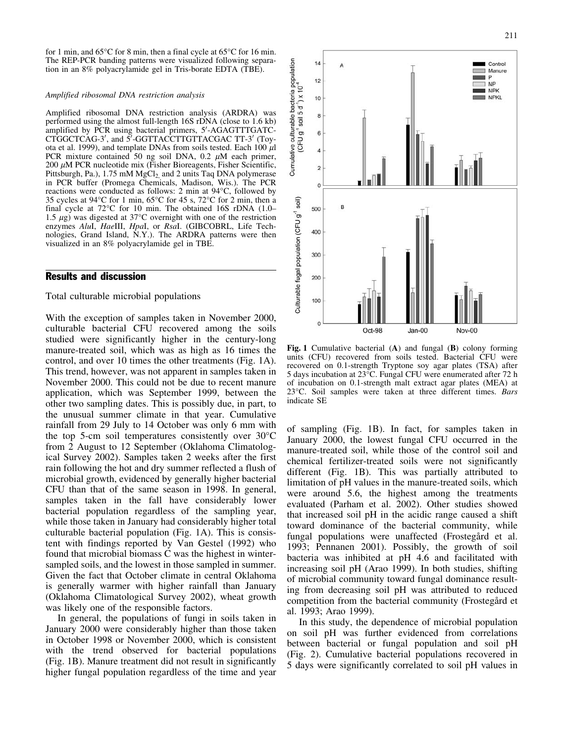for 1 min, and 65°C for 8 min, then a final cycle at 65°C for 16 min. The REP-PCR banding patterns were visualized following separation in an 8% polyacrylamide gel in Tris-borate EDTA (TBE).

*Amplified ribosomal DNA restriction analysis*

Amplified ribosomal DNA restriction analysis (ARDRA) was performed using the almost full-length 16S rDNA (close to 1.6 kb) amplified by PCR using bacterial primers, 5′-AGAGTTTGATC-CTGGCTCAG-3′, and 5′-GGTTACCTTGTTACGAC TT-3′ (Toyota et al. 1999), and template DNAs from soils tested. Each 100 $\mu$l PCR mixture contained 50 ng soil DNA, 0.2 $\mu$M each primer, 200 $\mu$M PCR nucleotide mix (Fisher Bioreagents, Fisher Scientific, Pittsburgh, Pa.), 1.75 mM $MgCl_2$ and 2 units Taq DNA polymerase in PCR buffer (Promega Chemicals, Madison, Wis.). The PCR reactions were conducted as follows: 2 min at 94°C, followed by 35 cycles at 94°C for 1 min, 65°C for 45 s, 72°C for 2 min, then a final cycle at 72°C for 10 min. The obtained 16S rDNA (1.0–1.5 $\mu$g) was digested at 37°C overnight with one of the restriction enzymes *Alu*I, *Hae*III, *Hpa*I, or *Rsa*I. (GIBCOBRL, Life Technologies, Grand Island, N.Y.). The ARDRA patterns were then visualized in an 8% polyacrylamide gel in TBE.

## Results and discussion

Total culturable microbial populations

With the exception of samples taken in November 2000, culturable bacterial CFU recovered among the soils studied were significantly higher in the century-long manure-treated soil, which was as high as 16 times the control, and over 10 times the other treatments (Fig. 1A). This trend, however, was not apparent in samples taken in November 2000. This could not be due to recent manure application, which was September 1999, between the other two sampling dates. This is possibly due, in part, to the unusual summer climate in that year. Cumulative rainfall from 29 July to 14 October was only 6 mm with the top 5-cm soil temperatures consistently over 30°C from 2 August to 12 September (Oklahoma Climatological Survey 2002). Samples taken 2 weeks after the first rain following the hot and dry summer reflected a flush of microbial growth, evidenced by generally higher bacterial CFU than that of the same season in 1998. In general, samples taken in the fall have considerably lower bacterial population regardless of the sampling year, while those taken in January had considerably higher total culturable bacterial population (Fig. 1A). This is consistent with findings reported by Van Gestel (1992) who found that microbial biomass C was the highest in winter-sampled soils, and the lowest in those sampled in summer. Given the fact that October climate in central Oklahoma is generally warmer with higher rainfall than January (Oklahoma Climatological Survey 2002), wheat growth was likely one of the responsible factors.

In general, the populations of fungi in soils taken in January 2000 were considerably higher than those taken in October 1998 or November 2000, which is consistent with the trend observed for bacterial populations (Fig. 1B). Manure treatment did not result in significantly higher fungal population regardless of the time and year of sampling (Fig. 1B). In fact, for samples taken in January 2000, the lowest fungal CFU occurred in the manure-treated soil, while those of the control soil and chemical fertilizer-treated soils were not significantly different (Fig. 1B). This was partially attributed to limitation of pH values in the manure-treated soils, which were around 5.6, the highest among the treatments evaluated (Parham et al. 2002). Other studies showed that increased soil pH in the acidic range caused a shift toward dominance of the bacterial community, while fungal populations were unaffected (Frostegård et al. 1993; Pennanen 2001). Possibly, the growth of soil bacteria was inhibited at pH 4.6 and facilitated with increasing soil pH (Arao 1999). In both studies, shifting of microbial community toward fungal dominance resulting from decreasing soil pH was attributed to reduced competition from the bacterial community (Frostegård et al. 1993; Arao 1999).

In this study, the dependence of microbial population on soil pH was further evidenced from correlations between bacterial or fungal population and soil pH (Fig. 2). Cumulative bacterial populations recovered in 5 days were significantly correlated to soil pH values in

**Fig. 1** Cumulative bacterial (**A**) and fungal (**B**) colony forming units (CFU) recovered from soils tested. Bacterial CFU were recovered on 0.1-strength Tryptone soy agar plates (TSA) after 5 days incubation at 23°C. Fungal CFU were enumerated after 72 h of incubation on 0.1-strength malt extract agar plates (MEA) at 23°C. Soil samples were taken at three different times. *Bars* indicate SE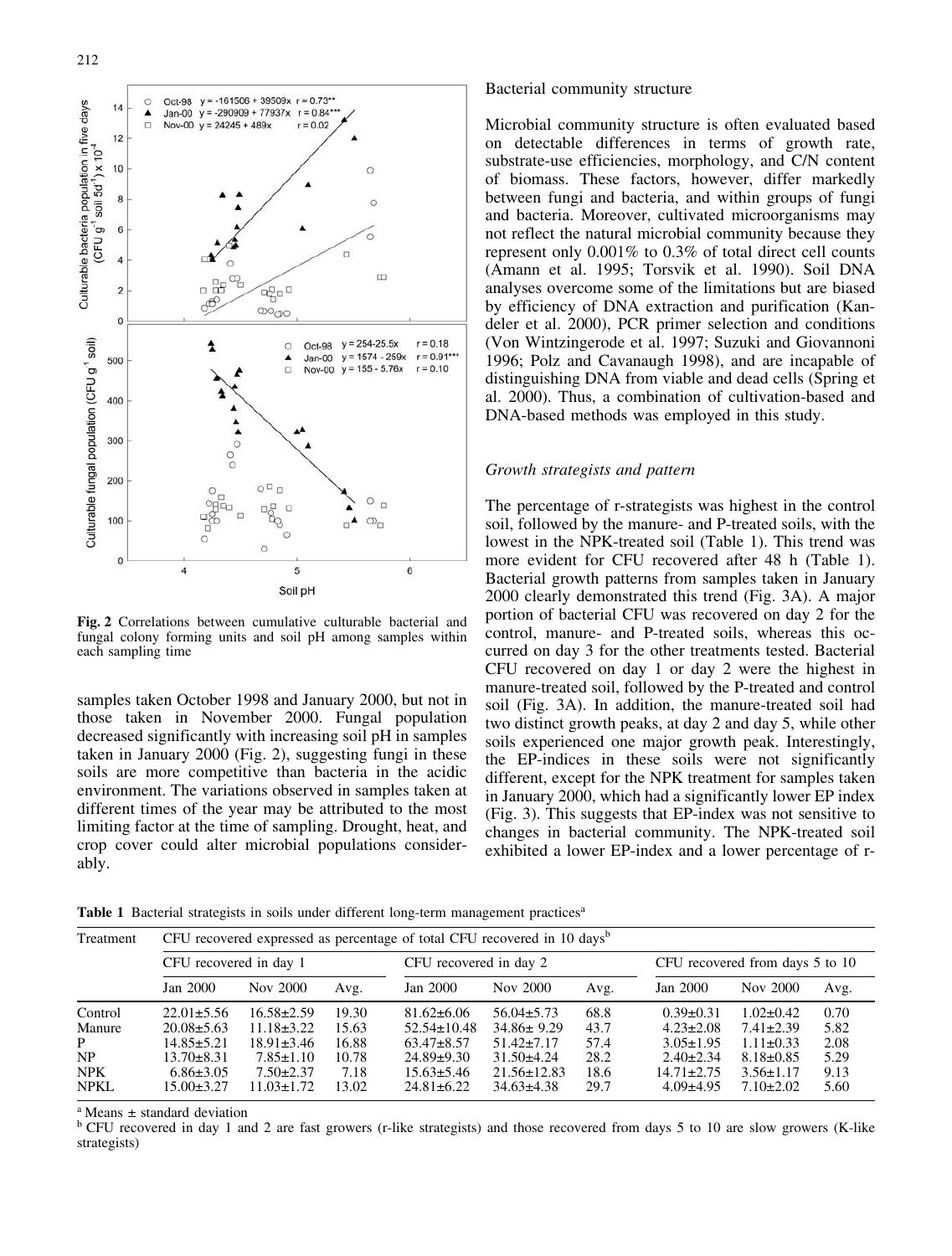Fig. 2 Correlations between cumulative culturable bacterial and fungal colony forming units and soil pH among samples within each sampling time

samples taken October 1998 and January 2000, but not in those taken in November 2000. Fungal population decreased significantly with increasing soil pH in samples taken in January 2000 (Fig. 2), suggesting fungi in these soils are more competitive than bacteria in the acidic environment. The variations observed in samples taken at different times of the year may be attributed to the most limiting factor at the time of sampling. Drought, heat, and crop cover could alter microbial populations considerably.

Bacterial community structure

Microbial community structure is often evaluated based on detectable differences in terms of growth rate, substrate-use efficiencies, morphology, and C/N content of biomass. These factors, however, differ markedly between fungi and bacteria, and within groups of fungi and bacteria. Moreover, cultivated microorganisms may not reflect the natural microbial community because they represent only 0.001% to 0.3% of total direct cell counts (Amann et al. 1995; Torsvik et al. 1990). Soil DNA analyses overcome some of the limitations but are biased by efficiency of DNA extraction and purification (Kandeler et al. 2000), PCR primer selection and conditions (Von Wintzingerode et al. 1997; Suzuki and Giovannoni 1996; Polz and Cavanaugh 1998), and are incapable of distinguishing DNA from viable and dead cells (Spring et al. 2000). Thus, a combination of cultivation-based and DNA-based methods was employed in this study.

*Growth strategists and pattern*

The percentage of r-strategists was highest in the control soil, followed by the manure- and P-treated soils, with the lowest in the NPK-treated soil (Table 1). This trend was more evident for CFU recovered after 48 h (Table 1). Bacterial growth patterns from samples taken in January 2000 clearly demonstrated this trend (Fig. 3A). A major portion of bacterial CFU was recovered on day 2 for the control, manure- and P-treated soils, whereas this occurred on day 3 for the other treatments tested. Bacterial CFU recovered on day 1 or day 2 were the highest in manure-treated soil, followed by the P-treated and control soil (Fig. 3A). In addition, the manure-treated soil had two distinct growth peaks, at day 2 and day 5, while other soils experienced one major growth peak. Interestingly, the EP-indices in these soils were not significantly different, except for the NPK treatment for samples taken in January 2000, which had a significantly lower EP index (Fig. 3). This suggests that EP-index was not sensitive to changes in bacterial community. The NPK-treated soil exhibited a lower EP-index and a lower percentage of r-

**Table 1** Bacterial strategists in soils under different long-term management practices[a]

| Treatment | CFU recovered expressed as percentage of total CFU recovered in 10 days[b] | | | | | | | | |
|---|---|---|---|---|---|---|---|---|---|
| | CFU recovered in day 1 | | | CFU recovered in day 2 | | | CFU recovered from days 5 to 10 | | |
| | Jan 2000 | Nov 2000 | Avg. | Jan 2000 | Nov 2000 | Avg. | Jan 2000 | Nov 2000 | Avg. |
| Control | 22.01±5.56 | 16.58±2.59 | 19.30 | 81.62±6.06 | 56.04±5.73 | 68.8 | 0.39±0.31 | 1.02±0.42 | 0.70 |
| Manure | 20.08±5.63 | 11.18±3.22 | 15.63 | 52.54±10.48 | 34.86± 9.29 | 43.7 | 4.23±2.08 | 7.41±2.39 | 5.82 |
| P | 14.85±5.21 | 18.91±3.46 | 16.88 | 63.47±8.57 | 51.42±7.17 | 57.4 | 3.05±1.95 | 1.11±0.33 | 2.08 |
| NP | 13.70±8.31 | 7.85±1.10 | 10.78 | 24.89±9.30 | 31.50±4.24 | 28.2 | 2.40±2.34 | 8.18±0.85 | 5.29 |
| NPK | 6.86±3.05 | 7.50±2.37 | 7.18 | 15.63±5.46 | 21.56±12.83 | 18.6 | 14.71±2.75 | 3.56±1.17 | 9.13 |
| NPKL | 15.00±3.27 | 11.03±1.72 | 13.02 | 24.81±6.22 | 34.63±4.38 | 29.7 | 4.09±4.95 | 7.10±2.02 | 5.60 |

[a] Means ± standard deviation

[b] CFU recovered in day 1 and 2 are fast growers (r-like strategists) and those recovered from days 5 to 10 are slow growers (K-like strategists)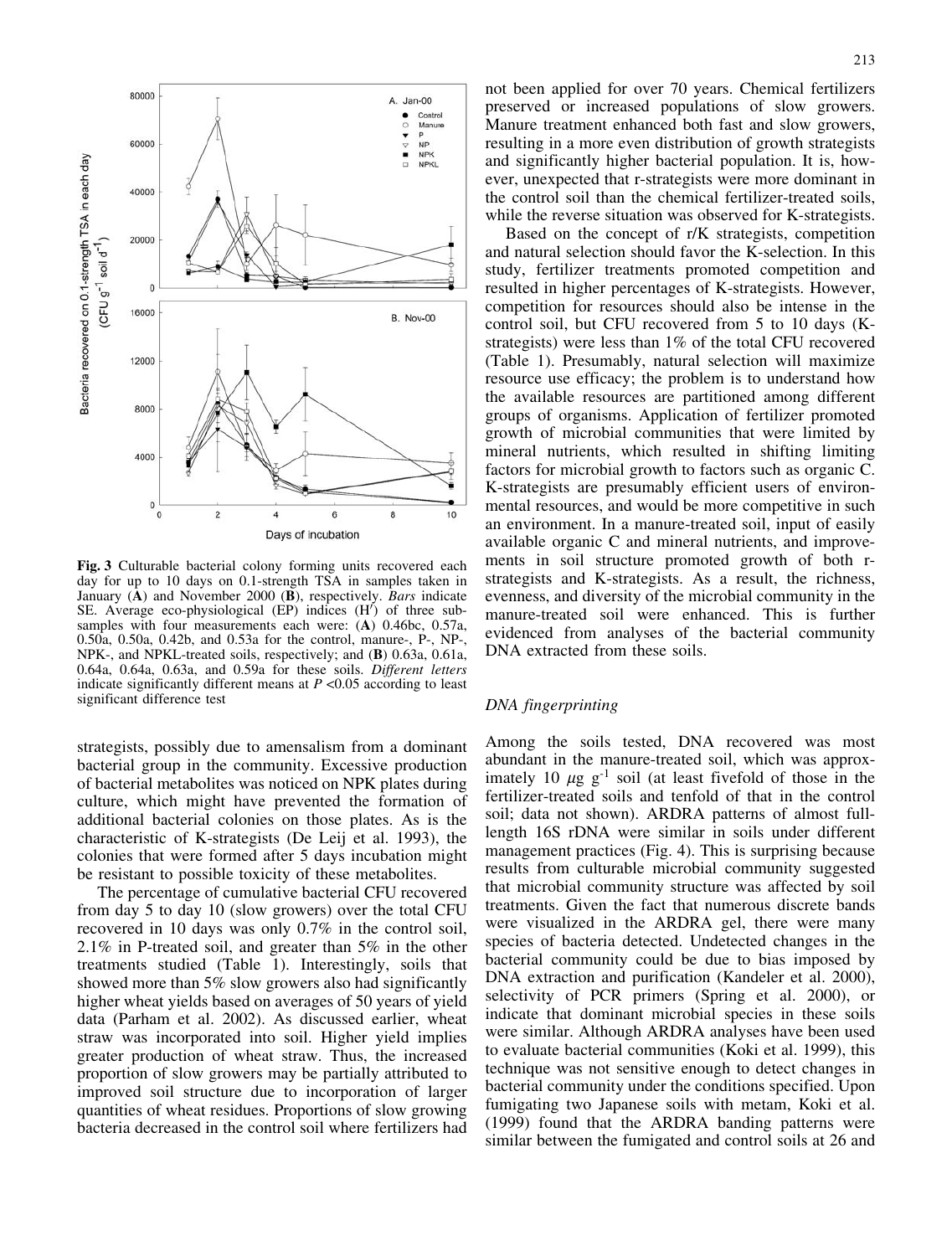A. Jan-00

● Control
○ Manure
▼ P
▽ NP
■ NPK
□ NPKL

B. Nov-00

Bacteria recovered on 0.1-strength TSA in each day (CFU g$^{-1}$ soil d$^{-1}$)

80000
60000
40000
20000
0
16000
12000
8000
4000
0

0 2 4 6 8 10

Days of incubation

**Fig. 3** Culturable bacterial colony forming units recovered each day for up to 10 days on 0.1-strength TSA in samples taken in January (**A**) and November 2000 (**B**), respectively. *Bars* indicate SE. Average eco-physiological (EP) indices ($H'$) of three subsamples with four measurements each were: (**A**) 0.46bc, 0.57a, 0.50a, 0.50a, 0.42b, and 0.53a for the control, manure-, P-, NP-, NPK-, and NPKL-treated soils, respectively; and (**B**) 0.63a, 0.61a, 0.64a, 0.64a, 0.63a, and 0.59a for these soils. *Different letters* indicate significantly different means at $P$ <0.05 according to least significant difference test

strategists, possibly due to amensalism from a dominant bacterial group in the community. Excessive production of bacterial metabolites was noticed on NPK plates during culture, which might have prevented the formation of additional bacterial colonies on those plates. As is the characteristic of K-strategists (De Leij et al. 1993), the colonies that were formed after 5 days incubation might be resistant to possible toxicity of these metabolites.

The percentage of cumulative bacterial CFU recovered from day 5 to day 10 (slow growers) over the total CFU recovered in 10 days was only 0.7% in the control soil, 2.1% in P-treated soil, and greater than 5% in the other treatments studied (Table 1). Interestingly, soils that showed more than 5% slow growers also had significantly higher wheat yields based on averages of 50 years of yield data (Parham et al. 2002). As discussed earlier, wheat straw was incorporated into soil. Higher yield implies greater production of wheat straw. Thus, the increased proportion of slow growers may be partially attributed to improved soil structure due to incorporation of larger quantities of wheat residues. Proportions of slow growing bacteria decreased in the control soil where fertilizers had not been applied for over 70 years. Chemical fertilizers preserved or increased populations of slow growers. Manure treatment enhanced both fast and slow growers, resulting in a more even distribution of growth strategists and significantly higher bacterial population. It is, however, unexpected that r-strategists were more dominant in the control soil than the chemical fertilizer-treated soils, while the reverse situation was observed for K-strategists.

Based on the concept of r/K strategists, competition and natural selection should favor the K-selection. In this study, fertilizer treatments promoted competition and resulted in higher percentages of K-strategists. However, competition for resources should also be intense in the control soil, but CFU recovered from 5 to 10 days (K-strategists) were less than 1% of the total CFU recovered (Table 1). Presumably, natural selection will maximize resource use efficacy; the problem is to understand how the available resources are partitioned among different groups of organisms. Application of fertilizer promoted growth of microbial communities that were limited by mineral nutrients, which resulted in shifting limiting factors for microbial growth to factors such as organic C. K-strategists are presumably efficient users of environmental resources, and would be more competitive in such an environment. In a manure-treated soil, input of easily available organic C and mineral nutrients, and improvements in soil structure promoted growth of both r-strategists and K-strategists. As a result, the richness, evenness, and diversity of the microbial community in the manure-treated soil were enhanced. This is further evidenced from analyses of the bacterial community DNA extracted from these soils.

### DNA fingerprinting

Among the soils tested, DNA recovered was most abundant in the manure-treated soil, which was approximately 10 $\mu$g g$^{-1}$ soil (at least fivefold of those in the fertilizer-treated soils and tenfold of that in the control soil; data not shown). ARDRA patterns of almost full-length 16S rDNA were similar in soils under different management practices (Fig. 4). This is surprising because results from culturable microbial community suggested that microbial community structure was affected by soil treatments. Given the fact that numerous discrete bands were visualized in the ARDRA gel, there were many species of bacteria detected. Undetected changes in the bacterial community could be due to bias imposed by DNA extraction and purification (Kandeler et al. 2000), selectivity of PCR primers (Spring et al. 2000), or indicate that dominant microbial species in these soils were similar. Although ARDRA analyses have been used to evaluate bacterial communities (Koki et al. 1999), this technique was not sensitive enough to detect changes in bacterial community under the conditions specified. Upon fumigating two Japanese soils with metam, Koki et al. (1999) found that the ARDRA banding patterns were similar between the fumigated and control soils at 26 and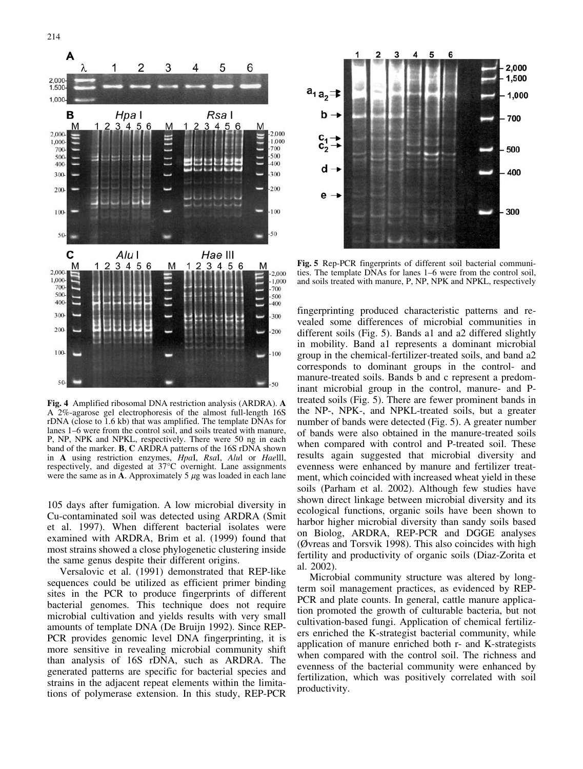Fig. 4 Amplified ribosomal DNA restriction analysis (ARDRA). **A** A 2%-agarose gel electrophoresis of the almost full-length 16S rDNA (close to 1.6 kb) that was amplified. The template DNAs for lanes 1–6 were from the control soil, and soils treated with manure, P, NP, NPK and NPKL, respectively. There were 50 ng in each band of the marker. **B**, **C** ARDRA patterns of the 16S rDNA shown in **A** using restriction enzymes, *Hpa*I, *Rsa*I, *Alu*I or *Hae*III, respectively, and digested at 37°C overnight. Lane assignments were the same as in **A**. Approximately 5 $\mu$g was loaded in each lane

**Fig. 5** Rep-PCR fingerprints of different soil bacterial communities. The template DNAs for lanes 1–6 were from the control soil, and soils treated with manure, P, NP, NPK and NPKL, respectively

105 days after fumigation. A low microbial diversity in Cu-contaminated soil was detected using ARDRA (Smit et al. 1997). When different bacterial isolates were examined with ARDRA, Brim et al. (1999) found that most strains showed a close phylogenetic clustering inside the same genus despite their different origins.

Versalovic et al. (1991) demonstrated that REP-like sequences could be utilized as efficient primer binding sites in the PCR to produce fingerprints of different bacterial genomes. This technique does not require microbial cultivation and yields results with very small amounts of template DNA (De Bruijn 1992). Since REP-PCR provides genomic level DNA fingerprinting, it is more sensitive in revealing microbial community shift than analysis of 16S rDNA, such as ARDRA. The generated patterns are specific for bacterial species and strains in the adjacent repeat elements within the limitations of polymerase extension. In this study, REP-PCR fingerprinting produced characteristic patterns and revealed some differences of microbial communities in different soils (Fig. 5). Bands a1 and a2 differed slightly in mobility. Band a1 represents a dominant microbial group in the chemical-fertilizer-treated soils, and band a2 corresponds to dominant groups in the control- and manure-treated soils. Bands b and c represent a predominant microbial group in the control, manure- and P-treated soils (Fig. 5). There are fewer prominent bands in the NP-, NPK-, and NPKL-treated soils, but a greater number of bands were detected (Fig. 5). A greater number of bands were also obtained in the manure-treated soils when compared with control and P-treated soil. These results again suggested that microbial diversity and evenness were enhanced by manure and fertilizer treatment, which coincided with increased wheat yield in these soils (Parham et al. 2002). Although few studies have shown direct linkage between microbial diversity and its ecological functions, organic soils have been shown to harbor higher microbial diversity than sandy soils based on Biolog, ARDRA, REP-PCR and DGGE analyses (Øvreas and Torsvik 1998). This also coincides with high fertility and productivity of organic soils (Diaz-Zorita et al. 2002).

Microbial community structure was altered by long-term soil management practices, as evidenced by REP-PCR and plate counts. In general, cattle manure application promoted the growth of culturable bacteria, but not cultivation-based fungi. Application of chemical fertilizers enriched the K-strategist bacterial community, while application of manure enriched both r- and K-strategists when compared with the control soil. The richness and evenness of the bacterial community were enhanced by fertilization, which was positively correlated with soil productivity.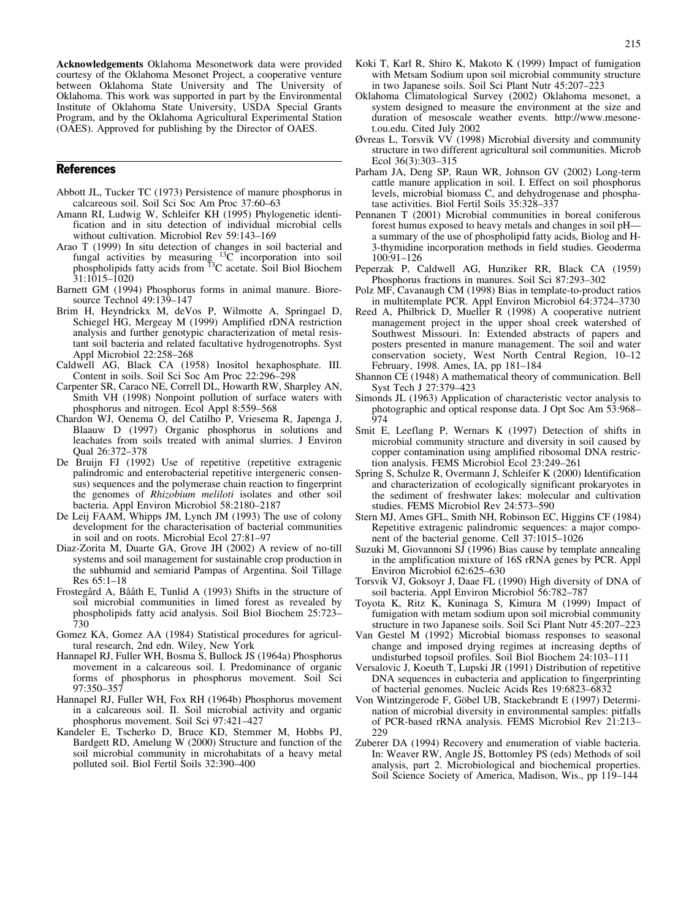**Acknowledgements** Oklahoma Mesonetwork data were provided courtesy of the Oklahoma Mesonet Project, a cooperative venture between Oklahoma State University and The University of Oklahoma. This work was supported in part by the Environmental Institute of Oklahoma State University, USDA Special Grants Program, and by the Oklahoma Agricultural Experimental Station (OAES). Approved for publishing by the Director of OAES.

## References

Abbott JL, Tucker TC (1973) Persistence of manure phosphorus in calcareous soil. Soil Sci Soc Am Proc 37:60–63

Amann RI, Ludwig W, Schleifer KH (1995) Phylogenetic identification and in situ detection of individual microbial cells without cultivation. Microbiol Rev 59:143–169

Arao T (1999) In situ detection of changes in soil bacterial and fungal activities by measuring $^{13}C$ incorporation into soil phospholipids fatty acids from $^{13}C$ acetate. Soil Biol Biochem 31:1015–1020

Barnett GM (1994) Phosphorus forms in animal manure. Bioresource Technol 49:139–147

Brim H, Heyndrickx M, deVos P, Wilmotte A, Springael D, Schiegel HG, Mergeay M (1999) Amplified rDNA restriction analysis and further genotypic characterization of metal resistant soil bacteria and related facultative hydrogenotrophs. Syst Appl Microbiol 22:258–268

Caldwell AG, Black CA (1958) Inositol hexaphosphate. III. Content in soils. Soil Sci Soc Am Proc 22:296–298

Carpenter SR, Caraco NE, Correll DL, Howarth RW, Sharpley AN, Smith VH (1998) Nonpoint pollution of surface waters with phosphorus and nitrogen. Ecol Appl 8:559–568

Chardon WJ, Oenema O, del Catilho P, Vriesema R, Japenga J, Blaauw D (1997) Organic phosphorus in solutions and leachates from soils treated with animal slurries. J Environ Qual 26:372–378

De Bruijn FJ (1992) Use of repetitive (repetitive extragenic palindromic and enterobacterial repetitive intergeneric consensus) sequences and the polymerase chain reaction to fingerprint the genomes of *Rhizobium meliloti* isolates and other soil bacteria. Appl Environ Microbiol 58:2180–2187

De Leij FAAM, Whipps JM, Lynch JM (1993) The use of colony development for the characterisation of bacterial communities in soil and on roots. Microbial Ecol 27:81–97

Diaz-Zorita M, Duarte GA, Grove JH (2002) A review of no-till systems and soil management for sustainable crop production in the subhumid and semiarid Pampas of Argentina. Soil Tillage Res 65:1–18

Frostegård A, Bååth E, Tunlid A (1993) Shifts in the structure of soil microbial communities in limed forest as revealed by phospholipids fatty acid analysis. Soil Biol Biochem 25:723–730

Gomez KA, Gomez AA (1984) Statistical procedures for agricultural research, 2nd edn. Wiley, New York

Hannapel RJ, Fuller WH, Bosma S, Bullock JS (1964a) Phosphorus movement in a calcareous soil. I. Predominance of organic forms of phosphorus in phosphorus movement. Soil Sci 97:350–357

Hannapel RJ, Fuller WH, Fox RH (1964b) Phosphorus movement in a calcareous soil. II. Soil microbial activity and organic phosphorus movement. Soil Sci 97:421–427

Kandeler E, Tscherko D, Bruce KD, Stemmer M, Hobbs PJ, Bardgett RD, Amelung W (2000) Structure and function of the soil microbial community in microhabitats of a heavy metal polluted soil. Biol Fertil Soils 32:390–400

Koki T, Karl R, Shiro K, Makoto K (1999) Impact of fumigation with Metsam Sodium upon soil microbial community structure in two Japanese soils. Soil Sci Plant Nutr 45:207–223

Oklahoma Climatological Survey (2002) Oklahoma mesonet, a system designed to measure the environment at the size and duration of mesoscale weather events. http://www.mesonet.ou.edu. Cited July 2002

Øvreas L, Torsvik VV (1998) Microbial diversity and community structure in two different agricultural soil communities. Microb Ecol 36(3):303–315

Parham JA, Deng SP, Raun WR, Johnson GV (2002) Long-term cattle manure application in soil. I. Effect on soil phosphorus levels, microbial biomass C, and dehydrogenase and phosphatase activities. Biol Fertil Soils 35:328–337

Pennanen T (2001) Microbial communities in boreal coniferous forest humus exposed to heavy metals and changes in soil pH—a summary of the use of phospholipid fatty acids, Biolog and H-3-thymidine incorporation methods in field studies. Geoderma 100:91–126

Peperzak P, Caldwell AG, Hunziker RR, Black CA (1959) Phosphorus fractions in manures. Soil Sci 87:293–302

Polz MF, Cavanaugh CM (1998) Bias in template-to-product ratios in multitemplate PCR. Appl Environ Microbiol 64:3724–3730

Reed A, Philbrick D, Mueller R (1998) A cooperative nutrient management project in the upper shoal creek watershed of Southwest Missouri. In: Extended abstracts of papers and posters presented in manure management. The soil and water conservation society, West North Central Region, 10–12 February, 1998. Ames, IA, pp 181–184

Shannon CE (1948) A mathematical theory of communication. Bell Syst Tech J 27:379–423

Simonds JL (1963) Application of characteristic vector analysis to photographic and optical response data. J Opt Soc Am 53:968–974

Smit E, Leeflang P, Wernars K (1997) Detection of shifts in microbial community structure and diversity in soil caused by copper contamination using amplified ribosomal DNA restriction analysis. FEMS Microbiol Ecol 23:249–261

Spring S, Schulze R, Overmann J, Schleifer K (2000) Identification and characterization of ecologically significant prokaryotes in the sediment of freshwater lakes: molecular and cultivation studies. FEMS Microbiol Rev 24:573–590

Stern MJ, Ames GFL, Smith NH, Robinson EC, Higgins CF (1984) Repetitive extragenic palindromic sequences: a major component of the bacterial genome. Cell 37:1015–1026

Suzuki M, Giovannoni SJ (1996) Bias cause by template annealing in the amplification mixture of 16S rRNA genes by PCR. Appl Environ Microbiol 62:625–630

Torsvik VJ, Goksoyr J, Daae FL (1990) High diversity of DNA of soil bacteria. Appl Environ Microbiol 56:782–787

Toyota K, Ritz K, Kuninaga S, Kimura M (1999) Impact of fumigation with metam sodium upon soil microbial community structure in two Japanese soils. Soil Sci Plant Nutr 45:207–223

Van Gestel M (1992) Microbial biomass responses to seasonal change and imposed drying regimes at increasing depths of undisturbed topsoil profiles. Soil Biol Biochem 24:103–111

Versalovic J, Koeuth T, Lupski JR (1991) Distribution of repetitive DNA sequences in eubacteria and application to fingerprinting of bacterial genomes. Nucleic Acids Res 19:6823–6832

Von Wintzingerode F, Göbel UB, Stackebrandt E (1997) Determination of microbial diversity in environmental samples: pitfalls of PCR-based rRNA analysis. FEMS Microbiol Rev 21:213–229

Zuberer DA (1994) Recovery and enumeration of viable bacteria. In: Weaver RW, Angle JS, Bottomley PS (eds) Methods of soil analysis, part 2. Microbiological and biochemical properties. Soil Science Society of America, Madison, Wis., pp 119–144